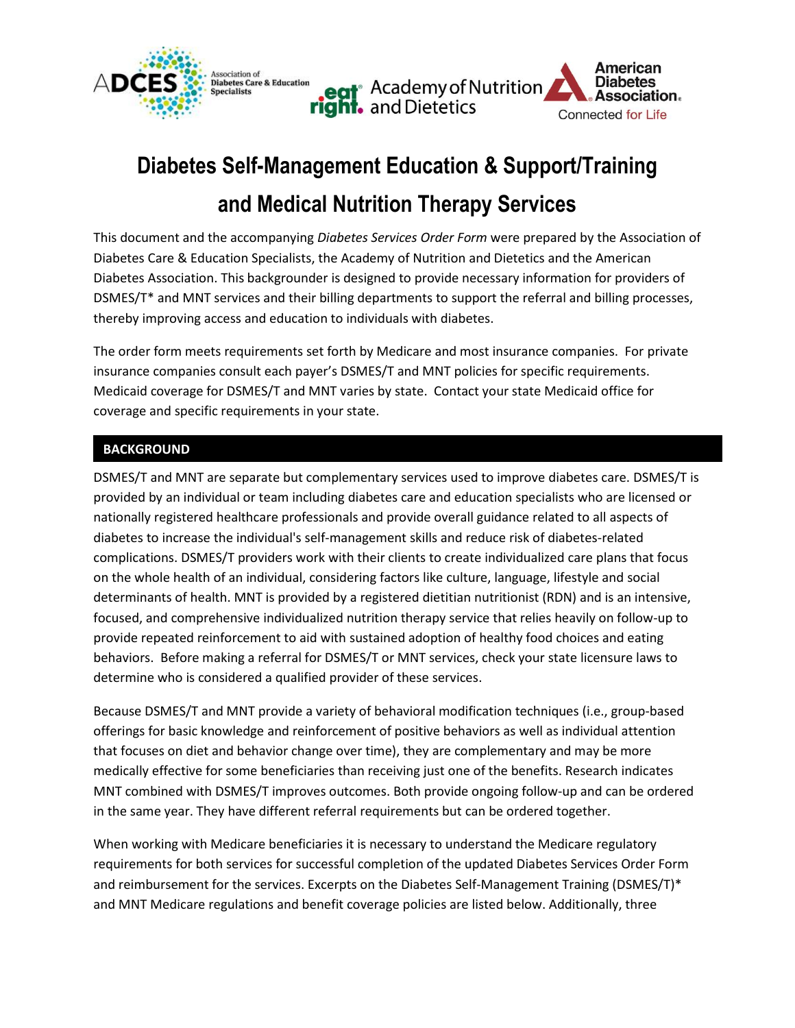# Diabetes Self-Management Education & Support/Training and Medical Nutrition Therapy Services

This document and the accompanying *Diabetes Services Order Form* were prepared by the Association of Diabetes Care & Education Specialists, the Academy of Nutrition and Dietetics and the American Diabetes Association. This backgrounder is designed to provide necessary information for providers of DSMES/T* and MNT services and their billing departments to support the referral and billing processes, thereby improving access and education to individuals with diabetes.

The order form meets requirements set forth by Medicare and most insurance companies. For private insurance companies consult each payer's DSMES/T and MNT policies for specific requirements. Medicaid coverage for DSMES/T and MNT varies by state. Contact your state Medicaid office for coverage and specific requirements in your state.

## BACKGROUND

DSMES/T and MNT are separate but complementary services used to improve diabetes care. DSMES/T is provided by an individual or team including diabetes care and education specialists who are licensed or nationally registered healthcare professionals and provide overall guidance related to all aspects of diabetes to increase the individual's self-management skills and reduce risk of diabetes-related complications. DSMES/T providers work with their clients to create individualized care plans that focus on the whole health of an individual, considering factors like culture, language, lifestyle and social determinants of health. MNT is provided by a registered dietitian nutritionist (RDN) and is an intensive, focused, and comprehensive individualized nutrition therapy service that relies heavily on follow-up to provide repeated reinforcement to aid with sustained adoption of healthy food choices and eating behaviors. Before making a referral for DSMES/T or MNT services, check your state licensure laws to determine who is considered a qualified provider of these services.

Because DSMES/T and MNT provide a variety of behavioral modification techniques (i.e., group-based offerings for basic knowledge and reinforcement of positive behaviors as well as individual attention that focuses on diet and behavior change over time), they are complementary and may be more medically effective for some beneficiaries than receiving just one of the benefits. Research indicates MNT combined with DSMES/T improves outcomes. Both provide ongoing follow-up and can be ordered in the same year. They have different referral requirements but can be ordered together.

When working with Medicare beneficiaries it is necessary to understand the Medicare regulatory requirements for both services for successful completion of the updated Diabetes Services Order Form and reimbursement for the services. Excerpts on the Diabetes Self-Management Training (DSMES/T)* and MNT Medicare regulations and benefit coverage policies are listed below. Additionally, three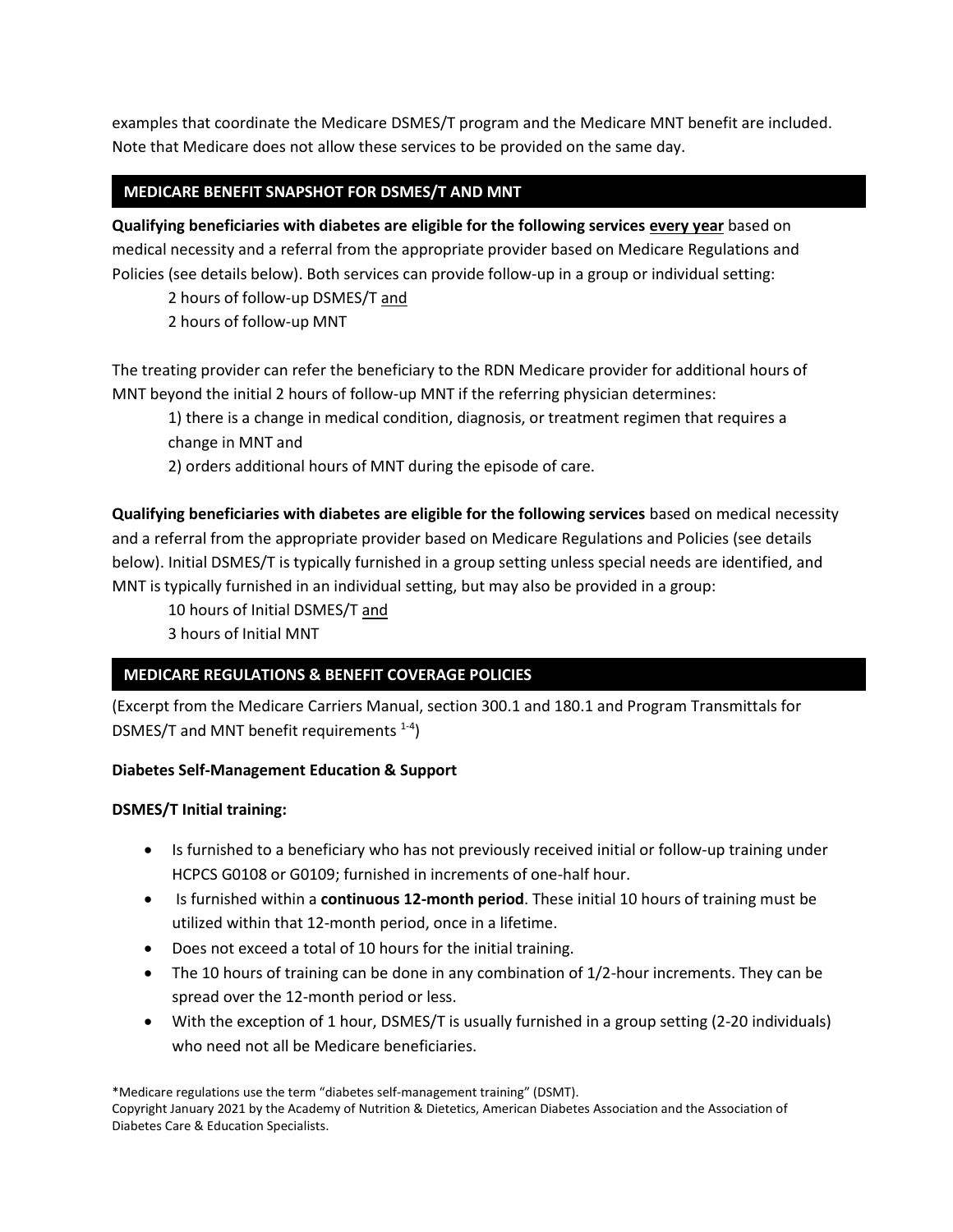examples that coordinate the Medicare DSMES/T program and the Medicare MNT benefit are included. Note that Medicare does not allow these services to be provided on the same day.

## MEDICARE BENEFIT SNAPSHOT FOR DSMES/T AND MNT

**Qualifying beneficiaries with diabetes are eligible for the following services <u>every year</u>** based on medical necessity and a referral from the appropriate provider based on Medicare Regulations and Policies (see details below). Both services can provide follow-up in a group or individual setting:

2 hours of follow-up DSMES/T <u>and</u>
2 hours of follow-up MNT

The treating provider can refer the beneficiary to the RDN Medicare provider for additional hours of MNT beyond the initial 2 hours of follow-up MNT if the referring physician determines:

1) there is a change in medical condition, diagnosis, or treatment regimen that requires a change in MNT and
2) orders additional hours of MNT during the episode of care.

**Qualifying beneficiaries with diabetes are eligible for the following services** based on medical necessity and a referral from the appropriate provider based on Medicare Regulations and Policies (see details below). Initial DSMES/T is typically furnished in a group setting unless special needs are identified, and MNT is typically furnished in an individual setting, but may also be provided in a group:

10 hours of Initial DSMES/T <u>and</u>
3 hours of Initial MNT

## MEDICARE REGULATIONS & BENEFIT COVERAGE POLICIES

(Excerpt from the Medicare Carriers Manual, section 300.1 and 180.1 and Program Transmittals for DSMES/T and MNT benefit requirements [1-4])

**Diabetes Self-Management Education & Support**

**DSMES/T Initial training:**

- Is furnished to a beneficiary who has not previously received initial or follow-up training under HCPCS G0108 or G0109; furnished in increments of one-half hour.
- Is furnished within a **continuous 12-month period**. These initial 10 hours of training must be utilized within that 12-month period, once in a lifetime.
- Does not exceed a total of 10 hours for the initial training.
- The 10 hours of training can be done in any combination of 1/2-hour increments. They can be spread over the 12-month period or less.
- With the exception of 1 hour, DSMES/T is usually furnished in a group setting (2-20 individuals) who need not all be Medicare beneficiaries.

*Medicare regulations use the term "diabetes self-management training" (DSMT).
Copyright January 2021 by the Academy of Nutrition & Dietetics, American Diabetes Association and the Association of Diabetes Care & Education Specialists.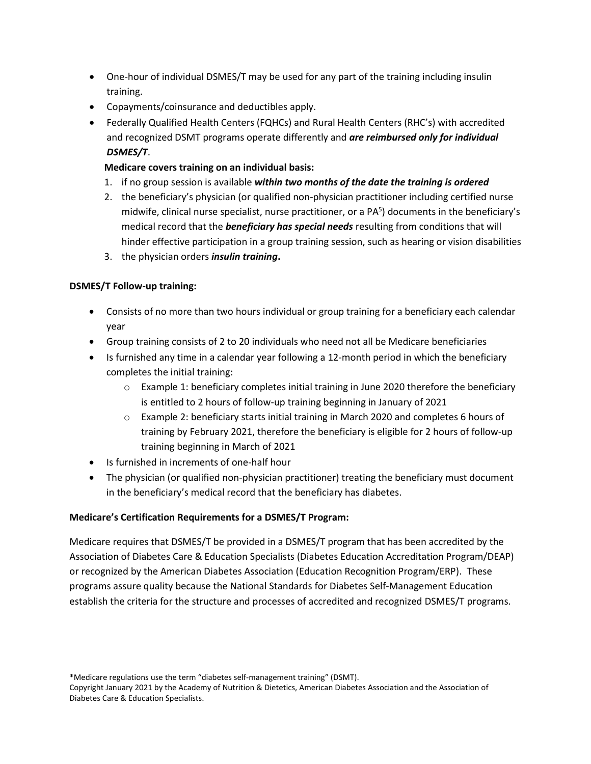- One-hour of individual DSMES/T may be used for any part of the training including insulin training.
- Copayments/coinsurance and deductibles apply.
- Federally Qualified Health Centers (FQHCs) and Rural Health Centers (RHC's) with accredited and recognized DSMT programs operate differently and ***are reimbursed only for individual DSMES/T***.

  **Medicare covers training on an individual basis:**

  1. if no group session is available ***within two months of the date the training is ordered***
  2. the beneficiary's physician (or qualified non-physician practitioner including certified nurse midwife, clinical nurse specialist, nurse practitioner, or a PA[5]) documents in the beneficiary's medical record that the ***beneficiary has special needs*** resulting from conditions that will hinder effective participation in a group training session, such as hearing or vision disabilities
  3. the physician orders ***insulin training*****.**

**DSMES/T Follow-up training:**

- Consists of no more than two hours individual or group training for a beneficiary each calendar year
- Group training consists of 2 to 20 individuals who need not all be Medicare beneficiaries
- Is furnished any time in a calendar year following a 12-month period in which the beneficiary completes the initial training:
  - Example 1: beneficiary completes initial training in June 2020 therefore the beneficiary is entitled to 2 hours of follow-up training beginning in January of 2021
  - Example 2: beneficiary starts initial training in March 2020 and completes 6 hours of training by February 2021, therefore the beneficiary is eligible for 2 hours of follow-up training beginning in March of 2021
- Is furnished in increments of one-half hour
- The physician (or qualified non-physician practitioner) treating the beneficiary must document in the beneficiary's medical record that the beneficiary has diabetes.

**Medicare's Certification Requirements for a DSMES/T Program:**

Medicare requires that DSMES/T be provided in a DSMES/T program that has been accredited by the Association of Diabetes Care & Education Specialists (Diabetes Education Accreditation Program/DEAP) or recognized by the American Diabetes Association (Education Recognition Program/ERP). These programs assure quality because the National Standards for Diabetes Self-Management Education establish the criteria for the structure and processes of accredited and recognized DSMES/T programs.

*Medicare regulations use the term "diabetes self-management training" (DSMT).
Copyright January 2021 by the Academy of Nutrition & Dietetics, American Diabetes Association and the Association of Diabetes Care & Education Specialists.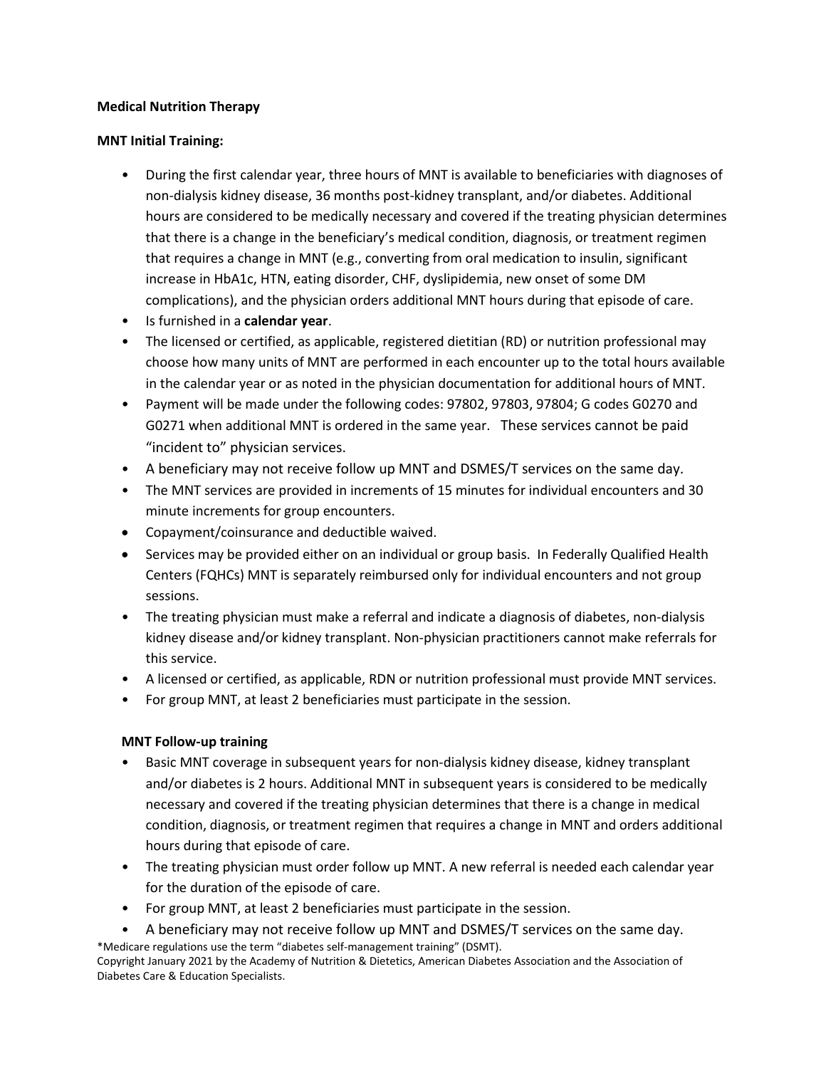**Medical Nutrition Therapy**

**MNT Initial Training:**

- During the first calendar year, three hours of MNT is available to beneficiaries with diagnoses of non-dialysis kidney disease, 36 months post-kidney transplant, and/or diabetes. Additional hours are considered to be medically necessary and covered if the treating physician determines that there is a change in the beneficiary's medical condition, diagnosis, or treatment regimen that requires a change in MNT (e.g., converting from oral medication to insulin, significant increase in HbA1c, HTN, eating disorder, CHF, dyslipidemia, new onset of some DM complications), and the physician orders additional MNT hours during that episode of care.
- Is furnished in a **calendar year**.
- The licensed or certified, as applicable, registered dietitian (RD) or nutrition professional may choose how many units of MNT are performed in each encounter up to the total hours available in the calendar year or as noted in the physician documentation for additional hours of MNT.
- Payment will be made under the following codes: 97802, 97803, 97804; G codes G0270 and G0271 when additional MNT is ordered in the same year. These services cannot be paid "incident to" physician services.
- A beneficiary may not receive follow up MNT and DSMES/T services on the same day.
- The MNT services are provided in increments of 15 minutes for individual encounters and 30 minute increments for group encounters.
- Copayment/coinsurance and deductible waived.
- Services may be provided either on an individual or group basis. In Federally Qualified Health Centers (FQHCs) MNT is separately reimbursed only for individual encounters and not group sessions.
- The treating physician must make a referral and indicate a diagnosis of diabetes, non-dialysis kidney disease and/or kidney transplant. Non-physician practitioners cannot make referrals for this service.
- A licensed or certified, as applicable, RDN or nutrition professional must provide MNT services.
- For group MNT, at least 2 beneficiaries must participate in the session.

**MNT Follow-up training**

- Basic MNT coverage in subsequent years for non-dialysis kidney disease, kidney transplant and/or diabetes is 2 hours. Additional MNT in subsequent years is considered to be medically necessary and covered if the treating physician determines that there is a change in medical condition, diagnosis, or treatment regimen that requires a change in MNT and orders additional hours during that episode of care.
- The treating physician must order follow up MNT. A new referral is needed each calendar year for the duration of the episode of care.
- For group MNT, at least 2 beneficiaries must participate in the session.
- A beneficiary may not receive follow up MNT and DSMES/T services on the same day.

*Medicare regulations use the term "diabetes self-management training" (DSMT).

Copyright January 2021 by the Academy of Nutrition & Dietetics, American Diabetes Association and the Association of Diabetes Care & Education Specialists.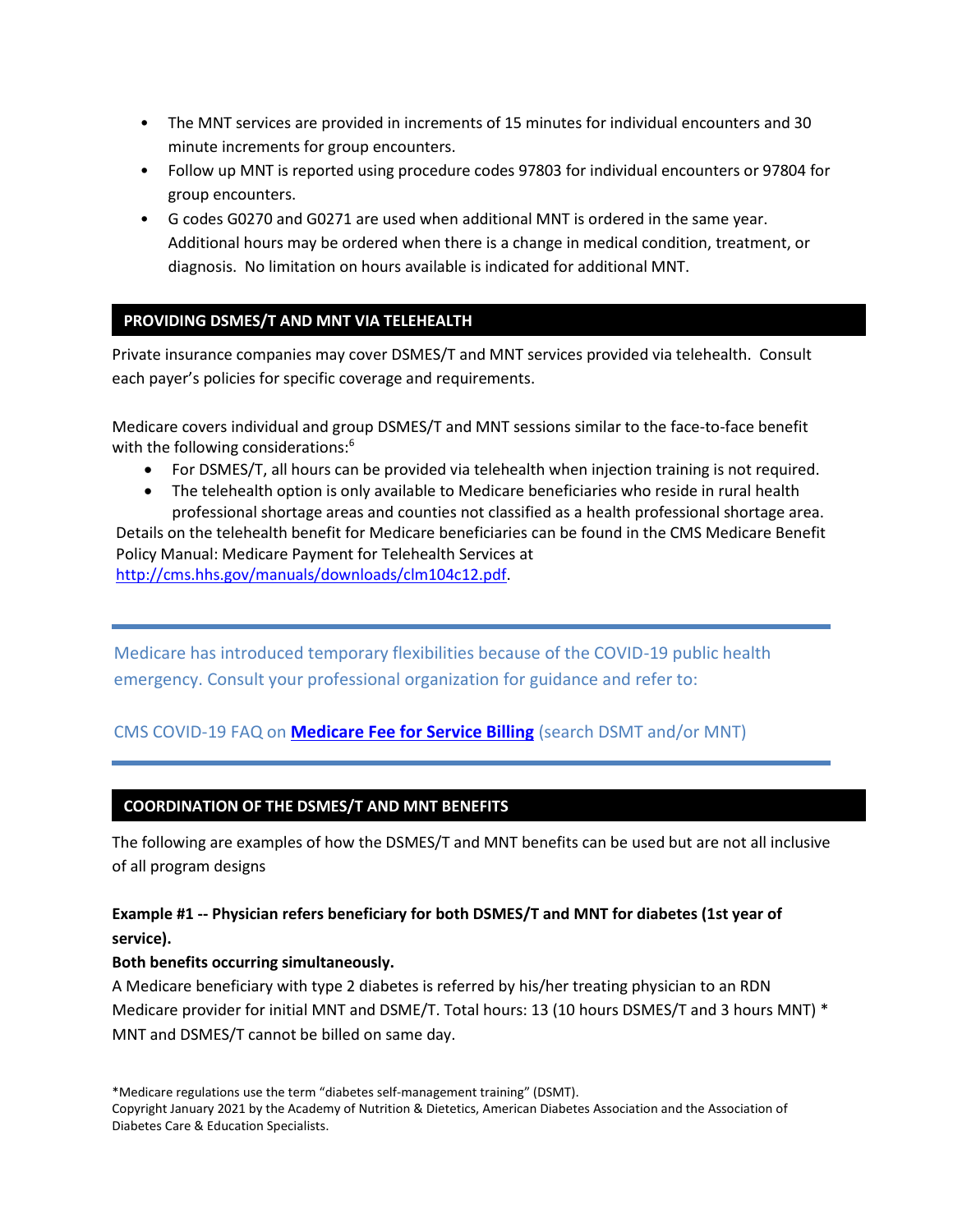- The MNT services are provided in increments of 15 minutes for individual encounters and 30 minute increments for group encounters.
- Follow up MNT is reported using procedure codes 97803 for individual encounters or 97804 for group encounters.
- G codes G0270 and G0271 are used when additional MNT is ordered in the same year. Additional hours may be ordered when there is a change in medical condition, treatment, or diagnosis. No limitation on hours available is indicated for additional MNT.

## PROVIDING DSMES/T AND MNT VIA TELEHEALTH

Private insurance companies may cover DSMES/T and MNT services provided via telehealth. Consult each payer's policies for specific coverage and requirements.

Medicare covers individual and group DSMES/T and MNT sessions similar to the face-to-face benefit with the following considerations:[6]

- For DSMES/T, all hours can be provided via telehealth when injection training is not required.
- The telehealth option is only available to Medicare beneficiaries who reside in rural health professional shortage areas and counties not classified as a health professional shortage area.

Details on the telehealth benefit for Medicare beneficiaries can be found in the CMS Medicare Benefit Policy Manual: Medicare Payment for Telehealth Services at http://cms.hhs.gov/manuals/downloads/clm104c12.pdf.

---

Medicare has introduced temporary flexibilities because of the COVID-19 public health emergency. Consult your professional organization for guidance and refer to:

CMS COVID-19 FAQ on **Medicare Fee for Service Billing** (search DSMT and/or MNT)

---

## COORDINATION OF THE DSMES/T AND MNT BENEFITS

The following are examples of how the DSMES/T and MNT benefits can be used but are not all inclusive of all program designs

**Example #1 -- Physician refers beneficiary for both DSMES/T and MNT for diabetes (1st year of service).**

**Both benefits occurring simultaneously.**

A Medicare beneficiary with type 2 diabetes is referred by his/her treating physician to an RDN Medicare provider for initial MNT and DSME/T. Total hours: 13 (10 hours DSMES/T and 3 hours MNT) * MNT and DSMES/T cannot be billed on same day.

*Medicare regulations use the term "diabetes self-management training" (DSMT).

Copyright January 2021 by the Academy of Nutrition & Dietetics, American Diabetes Association and the Association of Diabetes Care & Education Specialists.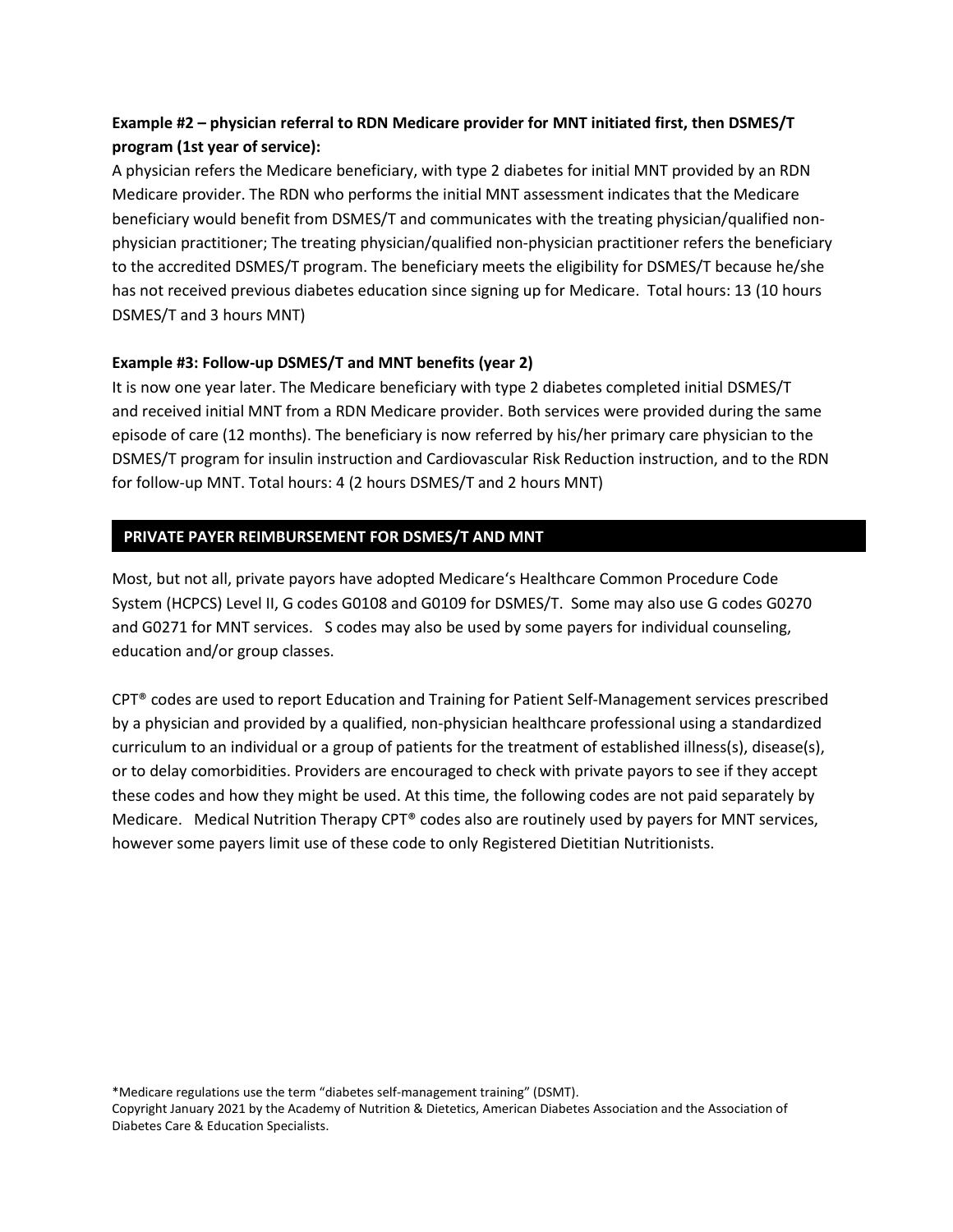**Example #2 – physician referral to RDN Medicare provider for MNT initiated first, then DSMES/T program (1st year of service):**

A physician refers the Medicare beneficiary, with type 2 diabetes for initial MNT provided by an RDN Medicare provider. The RDN who performs the initial MNT assessment indicates that the Medicare beneficiary would benefit from DSMES/T and communicates with the treating physician/qualified non-physician practitioner; The treating physician/qualified non-physician practitioner refers the beneficiary to the accredited DSMES/T program. The beneficiary meets the eligibility for DSMES/T because he/she has not received previous diabetes education since signing up for Medicare. Total hours: 13 (10 hours DSMES/T and 3 hours MNT)

**Example #3: Follow-up DSMES/T and MNT benefits (year 2)**

It is now one year later. The Medicare beneficiary with type 2 diabetes completed initial DSMES/T and received initial MNT from a RDN Medicare provider. Both services were provided during the same episode of care (12 months). The beneficiary is now referred by his/her primary care physician to the DSMES/T program for insulin instruction and Cardiovascular Risk Reduction instruction, and to the RDN for follow-up MNT. Total hours: 4 (2 hours DSMES/T and 2 hours MNT)

## PRIVATE PAYER REIMBURSEMENT FOR DSMES/T AND MNT

Most, but not all, private payors have adopted Medicare's Healthcare Common Procedure Code System (HCPCS) Level II, G codes G0108 and G0109 for DSMES/T. Some may also use G codes G0270 and G0271 for MNT services. S codes may also be used by some payers for individual counseling, education and/or group classes.

CPT® codes are used to report Education and Training for Patient Self-Management services prescribed by a physician and provided by a qualified, non-physician healthcare professional using a standardized curriculum to an individual or a group of patients for the treatment of established illness(s), disease(s), or to delay comorbidities. Providers are encouraged to check with private payors to see if they accept these codes and how they might be used. At this time, the following codes are not paid separately by Medicare. Medical Nutrition Therapy CPT® codes also are routinely used by payers for MNT services, however some payers limit use of these code to only Registered Dietitian Nutritionists.

*Medicare regulations use the term "diabetes self-management training" (DSMT).
Copyright January 2021 by the Academy of Nutrition & Dietetics, American Diabetes Association and the Association of Diabetes Care & Education Specialists.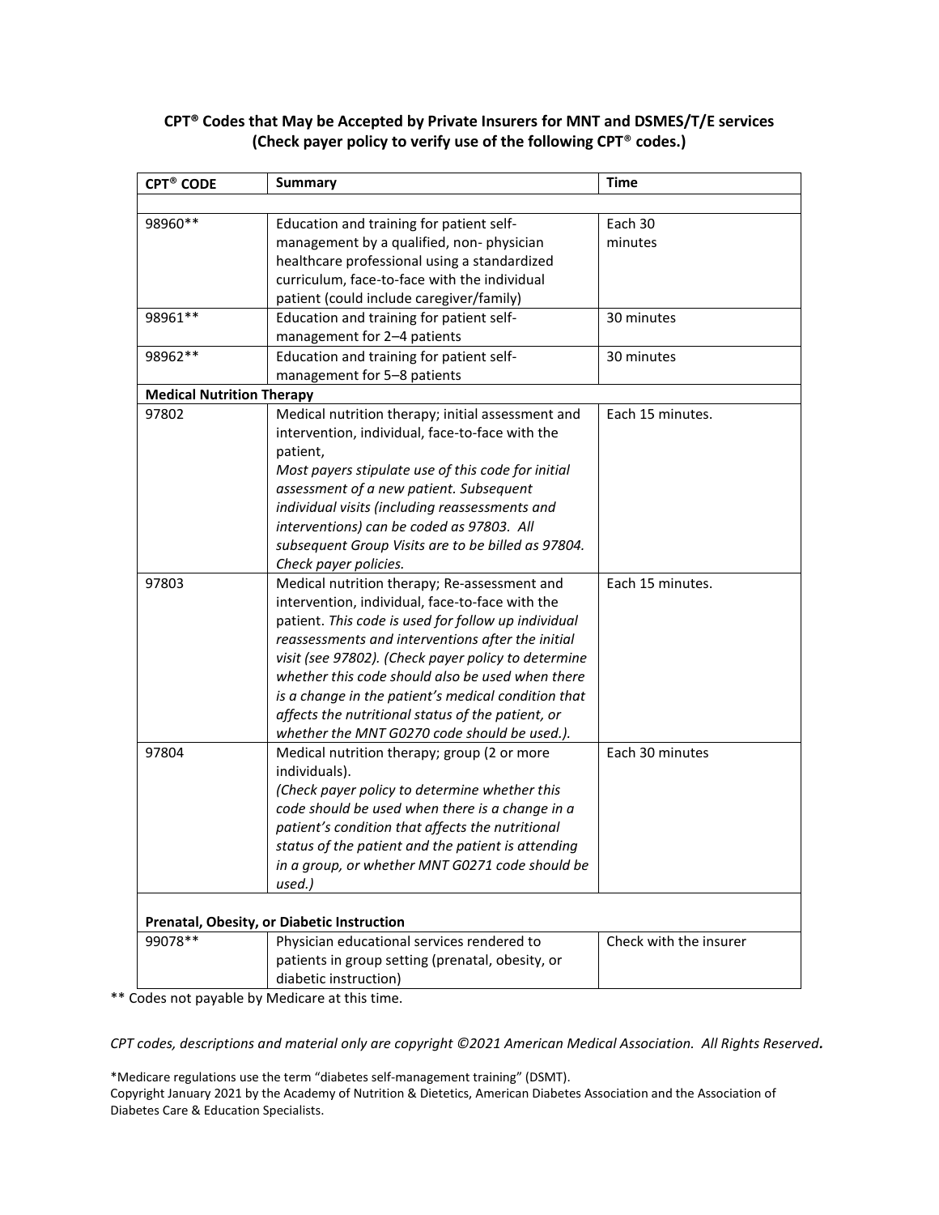## CPT® Codes that May be Accepted by Private Insurers for MNT and DSMES/T/E services (Check payer policy to verify use of the following CPT® codes.)

| CPT® CODE | Summary | Time |
|---|---|---|
| | | |
| 98960** | Education and training for patient self-management by a qualified, non- physician healthcare professional using a standardized curriculum, face-to-face with the individual patient (could include caregiver/family) | Each 30 minutes |
| 98961** | Education and training for patient self-management for 2–4 patients | 30 minutes |
| 98962** | Education and training for patient self-management for 5–8 patients | 30 minutes |
| **Medical Nutrition Therapy** | | |
| 97802 | Medical nutrition therapy; initial assessment and intervention, individual, face-to-face with the patient, *Most payers stipulate use of this code for initial assessment of a new patient. Subsequent individual visits (including reassessments and interventions) can be coded as 97803. All subsequent Group Visits are to be billed as 97804. Check payer policies.* | Each 15 minutes. |
| 97803 | Medical nutrition therapy; Re-assessment and intervention, individual, face-to-face with the patient. *This code is used for follow up individual reassessments and interventions after the initial visit (see 97802). (Check payer policy to determine whether this code should also be used when there is a change in the patient's medical condition that affects the nutritional status of the patient, or whether the MNT G0270 code should be used.).* | Each 15 minutes. |
| 97804 | Medical nutrition therapy; group (2 or more individuals). *(Check payer policy to determine whether this code should be used when there is a change in a patient's condition that affects the nutritional status of the patient and the patient is attending in a group, or whether MNT G0271 code should be used.)* | Each 30 minutes |
| **Prenatal, Obesity, or Diabetic Instruction** | | |
| 99078** | Physician educational services rendered to patients in group setting (prenatal, obesity, or diabetic instruction) | Check with the insurer |

** Codes not payable by Medicare at this time.

*CPT codes, descriptions and material only are copyright ©2021 American Medical Association. All Rights Reserved.*

*Medicare regulations use the term "diabetes self-management training" (DSMT).
Copyright January 2021 by the Academy of Nutrition & Dietetics, American Diabetes Association and the Association of Diabetes Care & Education Specialists.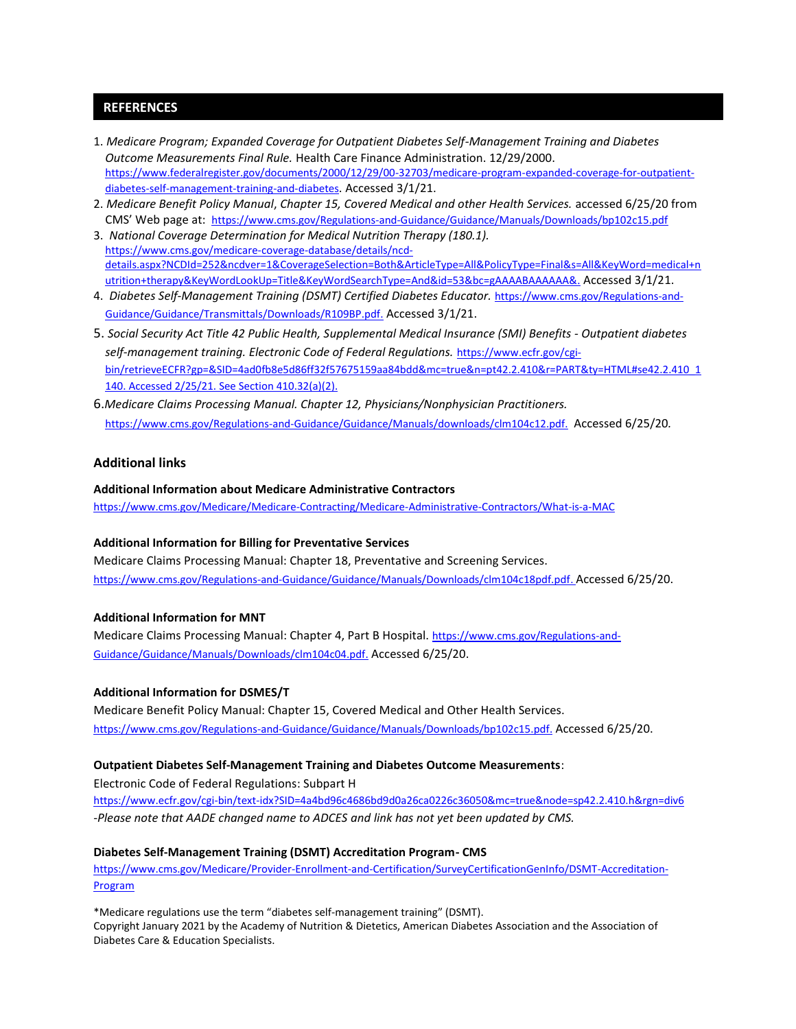## REFERENCES

1. *Medicare Program; Expanded Coverage for Outpatient Diabetes Self-Management Training and Diabetes Outcome Measurements Final Rule.* Health Care Finance Administration. 12/29/2000. https://www.federalregister.gov/documents/2000/12/29/00-32703/medicare-program-expanded-coverage-for-outpatient-diabetes-self-management-training-and-diabetes. Accessed 3/1/21.
2. *Medicare Benefit Policy Manual*, *Chapter 15, Covered Medical and other Health Services.* accessed 6/25/20 from CMS' Web page at: https://www.cms.gov/Regulations-and-Guidance/Guidance/Manuals/Downloads/bp102c15.pdf
3. *National Coverage Determination for Medical Nutrition Therapy (180.1).* https://www.cms.gov/medicare-coverage-database/details/ncd-details.aspx?NCDId=252&ncdver=1&CoverageSelection=Both&ArticleType=All&PolicyType=Final&s=All&KeyWord=medical+nutrition+therapy&KeyWordLookUp=Title&KeyWordSearchType=And&id=53&bc=gAAAABAAAAAA&. Accessed 3/1/21.
4. *Diabetes Self-Management Training (DSMT) Certified Diabetes Educator.* https://www.cms.gov/Regulations-and-Guidance/Guidance/Transmittals/Downloads/R109BP.pdf. Accessed 3/1/21.
5. *Social Security Act Title 42 Public Health, Supplemental Medical Insurance (SMI) Benefits - Outpatient diabetes self-management training. Electronic Code of Federal Regulations.* https://www.ecfr.gov/cgi-bin/retrieveECFR?gp=&SID=4ad0fb8e5d86ff32f57675159aa84bdd&mc=true&n=pt42.2.410&r=PART&ty=HTML#se42.2.410_1140. Accessed 2/25/21. See Section 410.32(a)(2).
6. *Medicare Claims Processing Manual. Chapter 12, Physicians/Nonphysician Practitioners.* https://www.cms.gov/Regulations-and-Guidance/Guidance/Manuals/downloads/clm104c12.pdf. Accessed 6/25/20.

### Additional links

**Additional Information about Medicare Administrative Contractors**
https://www.cms.gov/Medicare/Medicare-Contracting/Medicare-Administrative-Contractors/What-is-a-MAC

**Additional Information for Billing for Preventative Services**
Medicare Claims Processing Manual: Chapter 18, Preventative and Screening Services.
https://www.cms.gov/Regulations-and-Guidance/Guidance/Manuals/Downloads/clm104c18pdf.pdf. Accessed 6/25/20.

**Additional Information for MNT**
Medicare Claims Processing Manual: Chapter 4, Part B Hospital. https://www.cms.gov/Regulations-and-Guidance/Guidance/Manuals/Downloads/clm104c04.pdf. Accessed 6/25/20.

**Additional Information for DSMES/T**
Medicare Benefit Policy Manual: Chapter 15, Covered Medical and Other Health Services.
https://www.cms.gov/Regulations-and-Guidance/Guidance/Manuals/Downloads/bp102c15.pdf. Accessed 6/25/20.

**Outpatient Diabetes Self-Management Training and Diabetes Outcome Measurements**:
Electronic Code of Federal Regulations: Subpart H
https://www.ecfr.gov/cgi-bin/text-idx?SID=4a4bd96c4686bd9d0a26ca0226c36050&mc=true&node=sp42.2.410.h&rgn=div6
*-Please note that AADE changed name to ADCES and link has not yet been updated by CMS.*

**Diabetes Self-Management Training (DSMT) Accreditation Program- CMS**
https://www.cms.gov/Medicare/Provider-Enrollment-and-Certification/SurveyCertificationGenInfo/DSMT-Accreditation-Program

*Medicare regulations use the term "diabetes self-management training" (DSMT).
Copyright January 2021 by the Academy of Nutrition & Dietetics, American Diabetes Association and the Association of Diabetes Care & Education Specialists.